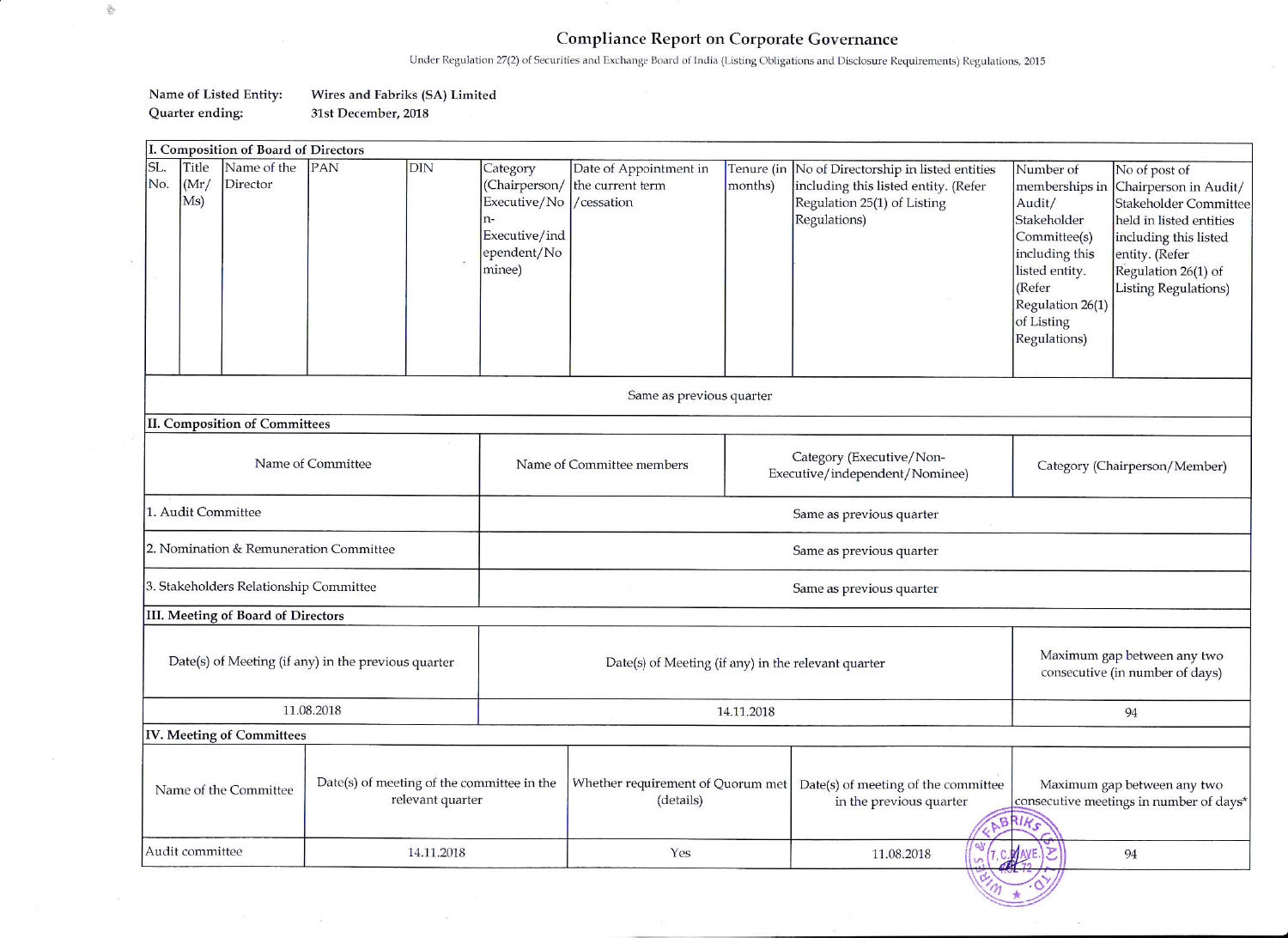# Compliance Report on Corporate Governance

Under Regulation 27(2) of Securities and Exchange Board of India (Listing Obligations and Disclosure Requirements) Regulations, 2015

**Name of Listed Entity:** Wires and Fabriks (SA) Limited

**Quarter ending:** 31st December, 2018

**I. Composition of Board of Directors**

| SL. No. | Title (Mr/ Ms) | Name of the Director | PAN | DIN | Category (Chairperson/ Executive/Non-Executive/independent/Nominee) | Date of Appointment in the current term /cessation | Tenure (in months) | No of Directorship in listed entities including this listed entity. (Refer Regulation 25(1) of Listing Regulations) | Number of memberships in Audit/ Stakeholder Committee(s) including this listed entity. (Refer Regulation 26(1) of Listing Regulations) | No of post of Chairperson in Audit/ Stakeholder Committee held in listed entities including this listed entity. (Refer Regulation 26(1) of Listing Regulations) |
|---|---|---|---|---|---|---|---|---|---|---|
| Same as previous quarter | | | | | | | | | | |

**II. Composition of Committees**

| Name of Committee | Name of Committee members | Category (Executive/Non-Executive/independent/Nominee) | Category (Chairperson/Member) |
|---|---|---|---|
| 1. Audit Committee | Same as previous quarter | | |
| 2. Nomination & Remuneration Committee | Same as previous quarter | | |
| 3. Stakeholders Relationship Committee | Same as previous quarter | | |

**III. Meeting of Board of Directors**

| Date(s) of Meeting (if any) in the previous quarter | Date(s) of Meeting (if any) in the relevant quarter | Maximum gap between any two consecutive (in number of days) |
|---|---|---|
| 11.08.2018 | 14.11.2018 | 94 |

**IV. Meeting of Committees**

| Name of the Committee | Date(s) of meeting of the committee in the relevant quarter | Whether requirement of Quorum met (details) | Date(s) of meeting of the committee in the previous quarter | Maximum gap between any two consecutive meetings in number of days* |
|---|---|---|---|---|
| Audit committee | 14.11.2018 | Yes | 11.08.2018 | 94 |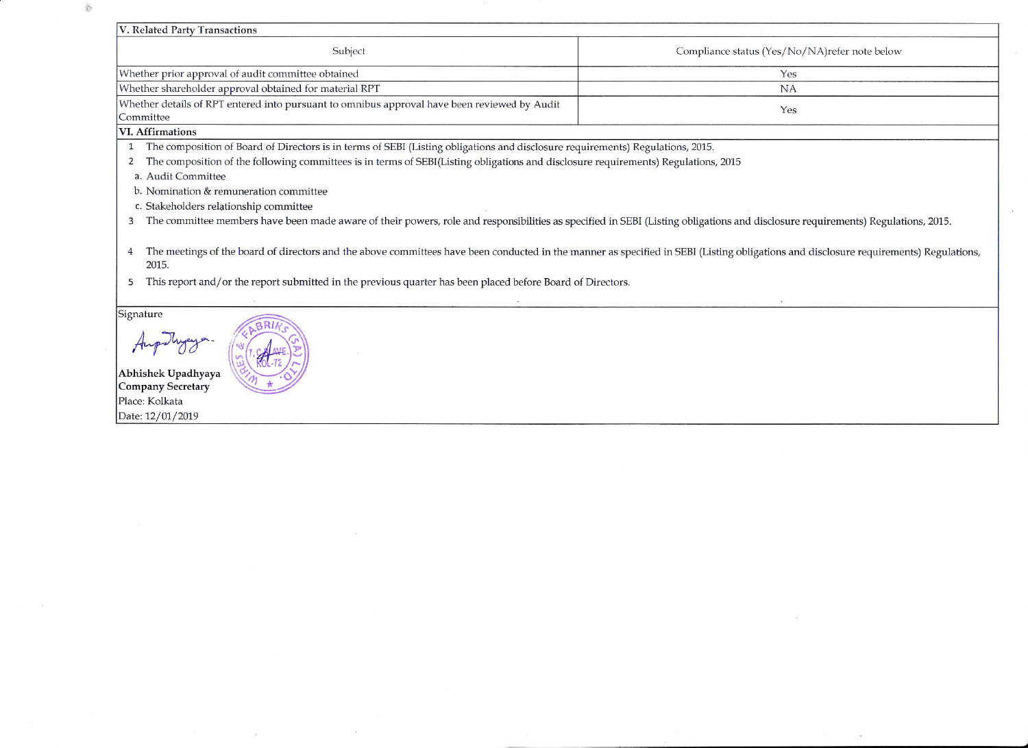## V. Related Party Transactions

| Subject | Compliance status (Yes/No/NA)refer note below |
|---|---|
| Whether prior approval of audit committee obtained | Yes |
| Whether shareholder approval obtained for material RPT | NA |
| Whether details of RPT entered into pursuant to omnibus approval have been reviewed by Audit Committee | Yes |

## VI. Affirmations

1. The composition of Board of Directors is in terms of SEBI (Listing obligations and disclosure requirements) Regulations, 2015.
2. The composition of the following committees is in terms of SEBI(Listing obligations and disclosure requirements) Regulations, 2015
   a. Audit Committee
   b. Nomination & remuneration committee
   c. Stakeholders relationship committee
3. The committee members have been made aware of their powers, role and responsibilities as specified in SEBI (Listing obligations and disclosure requirements) Regulations, 2015.
4. The meetings of the board of directors and the above committees have been conducted in the manner as specified in SEBI (Listing obligations and disclosure requirements) Regulations, 2015.
5. This report and/or the report submitted in the previous quarter has been placed before Board of Directors.

Signature

**Abhishek Upadhyaya**
**Company Secretary**
Place: Kolkata
Date: 12/01/2019